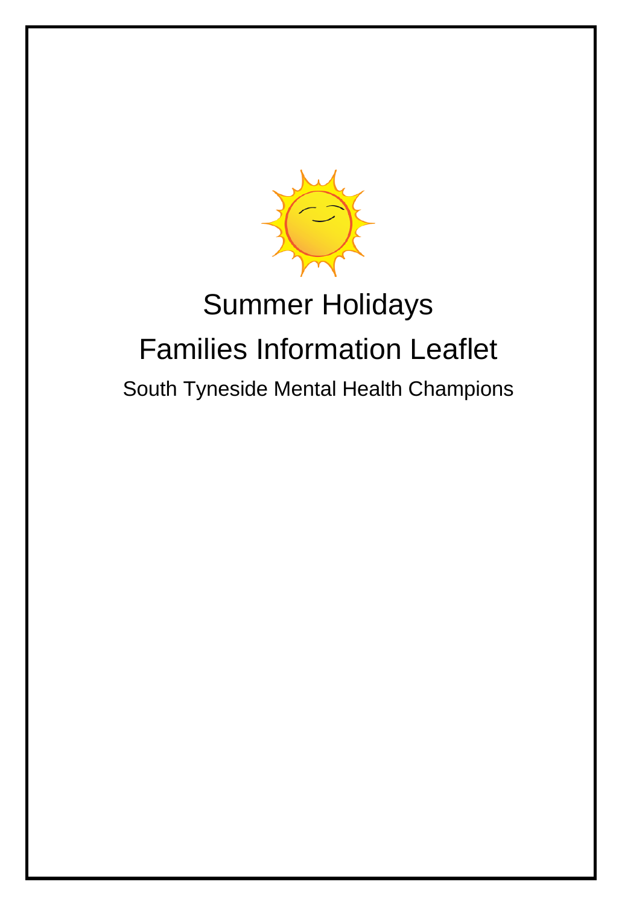# Summer Holidays

# Families Information Leaflet

## South Tyneside Mental Health Champions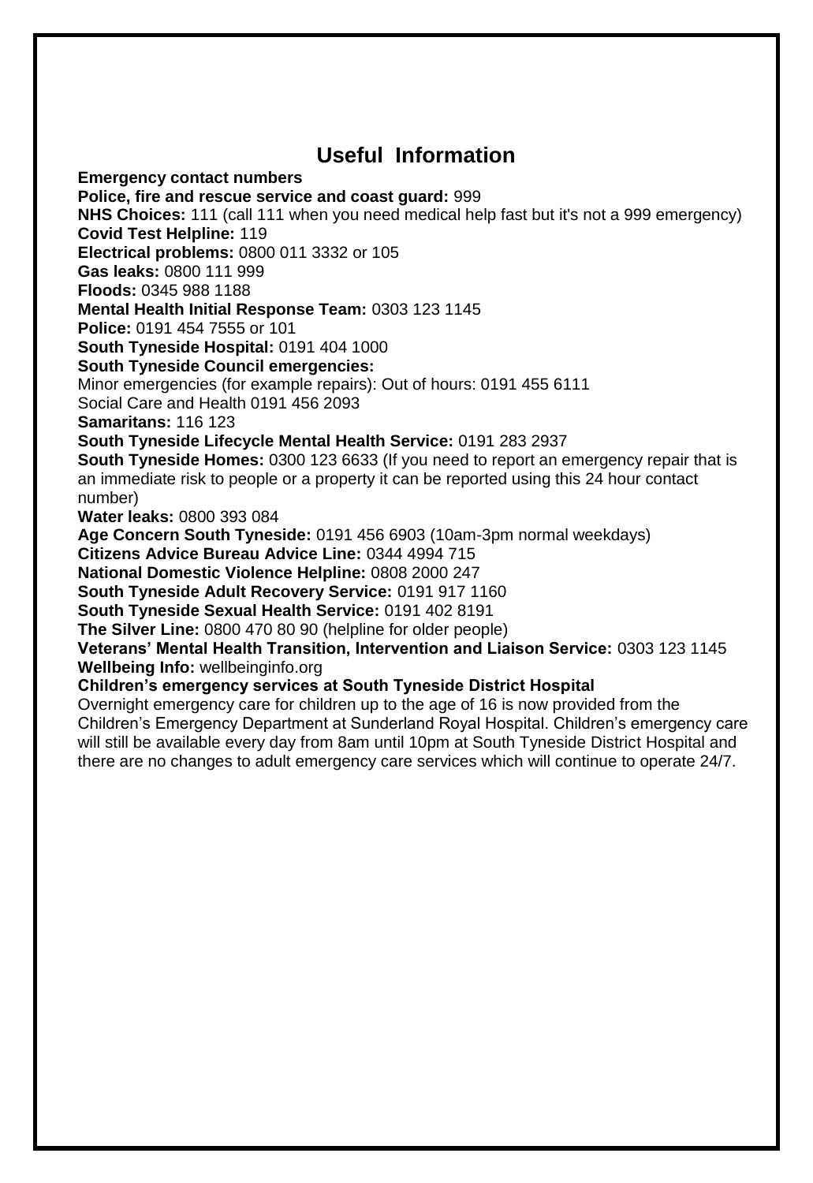# Useful Information

**Emergency contact numbers**

**Police, fire and rescue service and coast guard:** 999
**NHS Choices:** 111 (call 111 when you need medical help fast but it's not a 999 emergency)
**Covid Test Helpline:** 119
**Electrical problems:** 0800 011 3332 or 105
**Gas leaks:** 0800 111 999
**Floods:** 0345 988 1188
**Mental Health Initial Response Team:** 0303 123 1145
**Police:** 0191 454 7555 or 101
**South Tyneside Hospital:** 0191 404 1000
**South Tyneside Council emergencies:**
Minor emergencies (for example repairs): Out of hours: 0191 455 6111
Social Care and Health 0191 456 2093
**Samaritans:** 116 123
**South Tyneside Lifecycle Mental Health Service:** 0191 283 2937
**South Tyneside Homes:** 0300 123 6633 (If you need to report an emergency repair that is an immediate risk to people or a property it can be reported using this 24 hour contact number)
**Water leaks:** 0800 393 084
**Age Concern South Tyneside:** 0191 456 6903 (10am-3pm normal weekdays)
**Citizens Advice Bureau Advice Line:** 0344 4994 715
**National Domestic Violence Helpline:** 0808 2000 247
**South Tyneside Adult Recovery Service:** 0191 917 1160
**South Tyneside Sexual Health Service:** 0191 402 8191
**The Silver Line:** 0800 470 80 90 (helpline for older people)
**Veterans' Mental Health Transition, Intervention and Liaison Service:** 0303 123 1145
**Wellbeing Info:** wellbeinginfo.org

**Children's emergency services at South Tyneside District Hospital**

Overnight emergency care for children up to the age of 16 is now provided from the Children's Emergency Department at Sunderland Royal Hospital. Children's emergency care will still be available every day from 8am until 10pm at South Tyneside District Hospital and there are no changes to adult emergency care services which will continue to operate 24/7.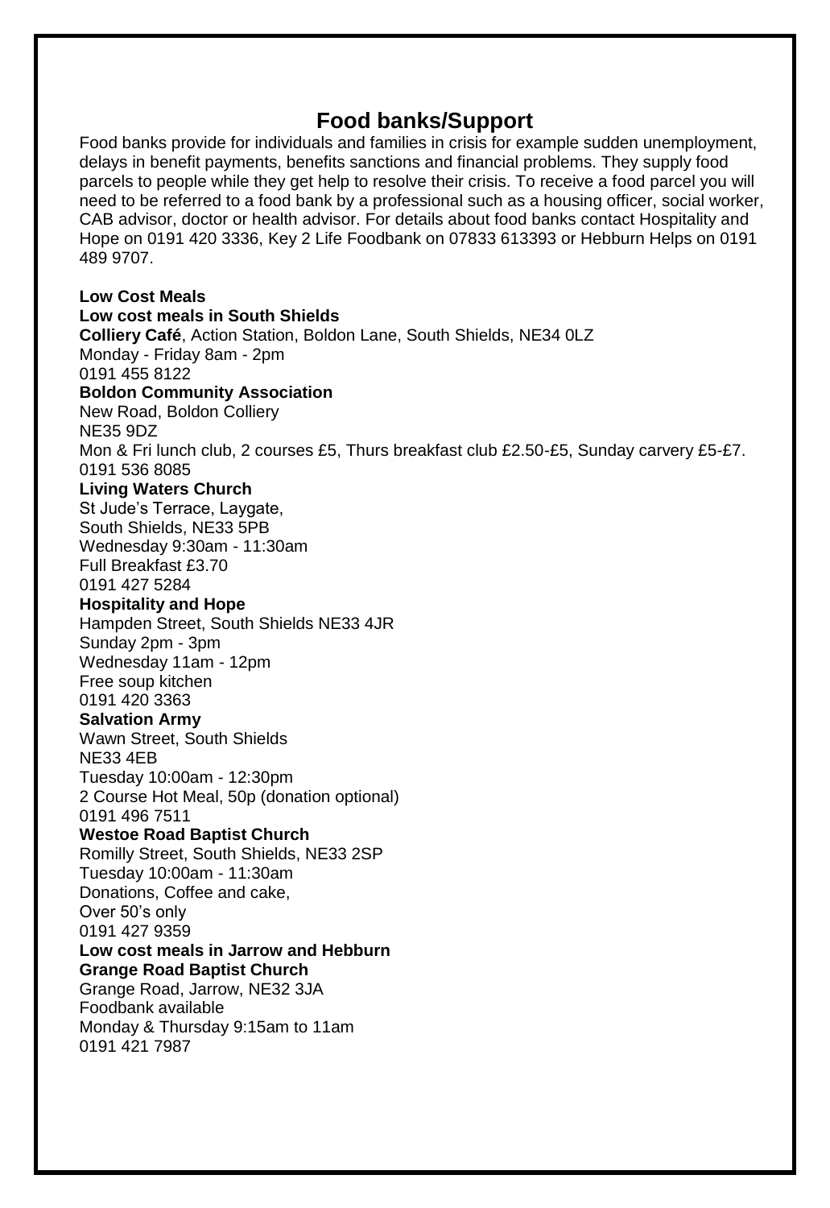# Food banks/Support

Food banks provide for individuals and families in crisis for example sudden unemployment, delays in benefit payments, benefits sanctions and financial problems. They supply food parcels to people while they get help to resolve their crisis. To receive a food parcel you will need to be referred to a food bank by a professional such as a housing officer, social worker, CAB advisor, doctor or health advisor. For details about food banks contact Hospitality and Hope on 0191 420 3336, Key 2 Life Foodbank on 07833 613393 or Hebburn Helps on 0191 489 9707.

**Low Cost Meals**

**Low cost meals in South Shields**

**Colliery Café**, Action Station, Boldon Lane, South Shields, NE34 0LZ
Monday - Friday 8am - 2pm
0191 455 8122

**Boldon Community Association**
New Road, Boldon Colliery
NE35 9DZ
Mon & Fri lunch club, 2 courses £5, Thurs breakfast club £2.50-£5, Sunday carvery £5-£7.
0191 536 8085

**Living Waters Church**
St Jude's Terrace, Laygate,
South Shields, NE33 5PB
Wednesday 9:30am - 11:30am
Full Breakfast £3.70
0191 427 5284

**Hospitality and Hope**
Hampden Street, South Shields NE33 4JR
Sunday 2pm - 3pm
Wednesday 11am - 12pm
Free soup kitchen
0191 420 3363

**Salvation Army**
Wawn Street, South Shields
NE33 4EB
Tuesday 10:00am - 12:30pm
2 Course Hot Meal, 50p (donation optional)
0191 496 7511

**Westoe Road Baptist Church**
Romilly Street, South Shields, NE33 2SP
Tuesday 10:00am - 11:30am
Donations, Coffee and cake,
Over 50's only
0191 427 9359

**Low cost meals in Jarrow and Hebburn**

**Grange Road Baptist Church**
Grange Road, Jarrow, NE32 3JA
Foodbank available
Monday & Thursday 9:15am to 11am
0191 421 7987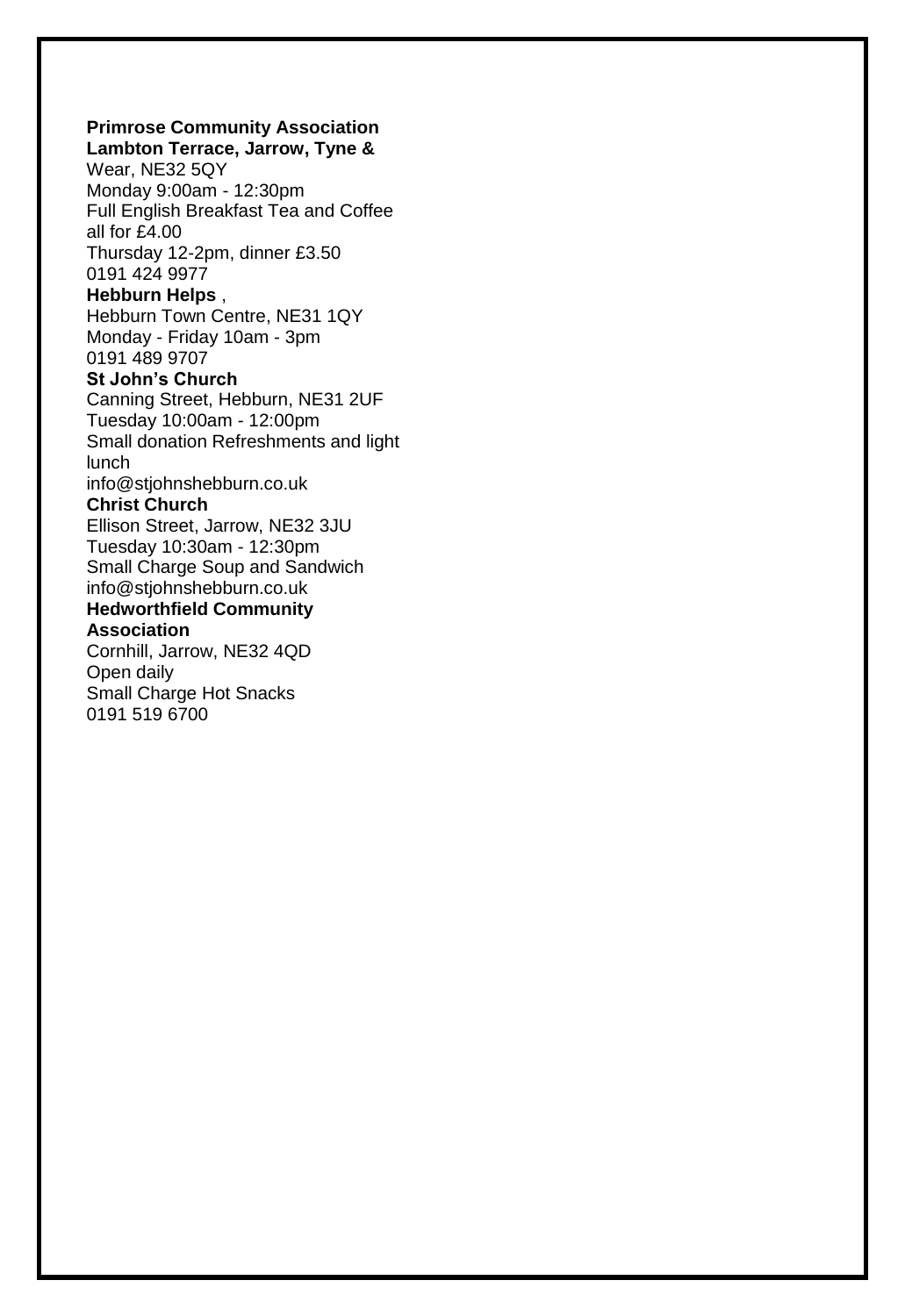**Primrose Community Association**
**Lambton Terrace, Jarrow, Tyne &**
Wear, NE32 5QY
Monday 9:00am - 12:30pm
Full English Breakfast Tea and Coffee all for £4.00
Thursday 12-2pm, dinner £3.50
0191 424 9977

**Hebburn Helps** ,
Hebburn Town Centre, NE31 1QY
Monday - Friday 10am - 3pm
0191 489 9707

**St John's Church**
Canning Street, Hebburn, NE31 2UF
Tuesday 10:00am - 12:00pm
Small donation Refreshments and light lunch
info@stjohnshebburn.co.uk

**Christ Church**
Ellison Street, Jarrow, NE32 3JU
Tuesday 10:30am - 12:30pm
Small Charge Soup and Sandwich
info@stjohnshebburn.co.uk

**Hedworthfield Community Association**
Cornhill, Jarrow, NE32 4QD
Open daily
Small Charge Hot Snacks
0191 519 6700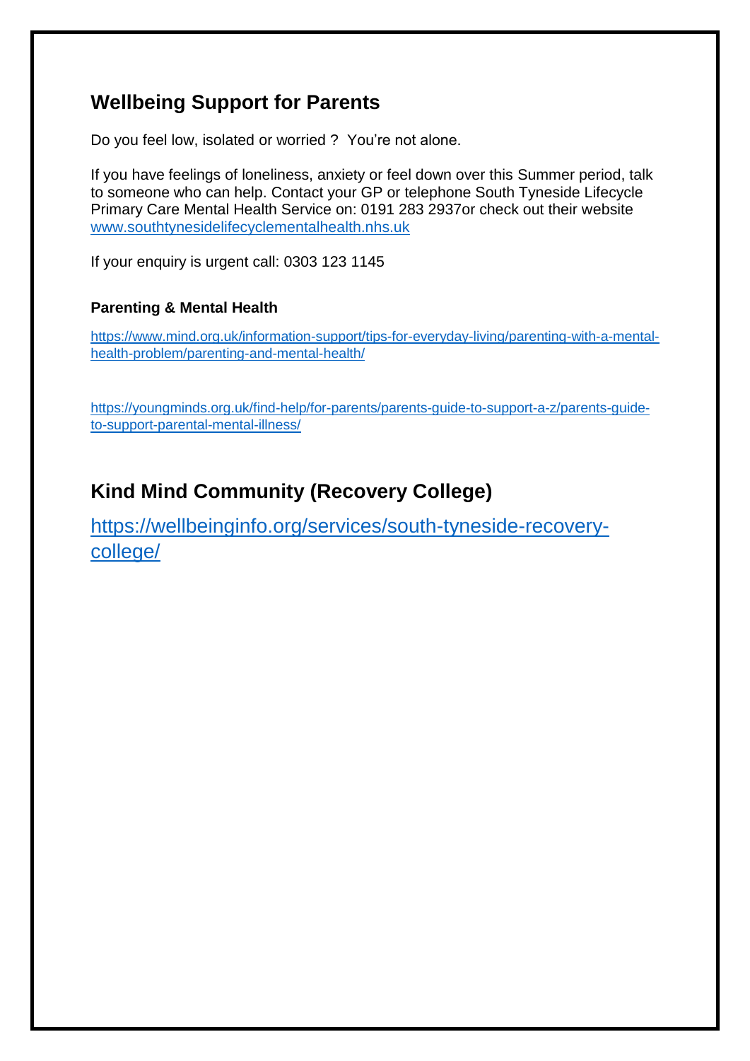## Wellbeing Support for Parents

Do you feel low, isolated or worried ?  You're not alone.

If you have feelings of loneliness, anxiety or feel down over this Summer period, talk to someone who can help. Contact your GP or telephone South Tyneside Lifecycle Primary Care Mental Health Service on: 0191 283 2937or check out their website www.southtynesidelifecyclementalhealth.nhs.uk

If your enquiry is urgent call: 0303 123 1145

### Parenting & Mental Health

https://www.mind.org.uk/information-support/tips-for-everyday-living/parenting-with-a-mental-health-problem/parenting-and-mental-health/

https://youngminds.org.uk/find-help/for-parents/parents-guide-to-support-a-z/parents-guide-to-support-parental-mental-illness/

## Kind Mind Community (Recovery College)

https://wellbeinginfo.org/services/south-tyneside-recovery-college/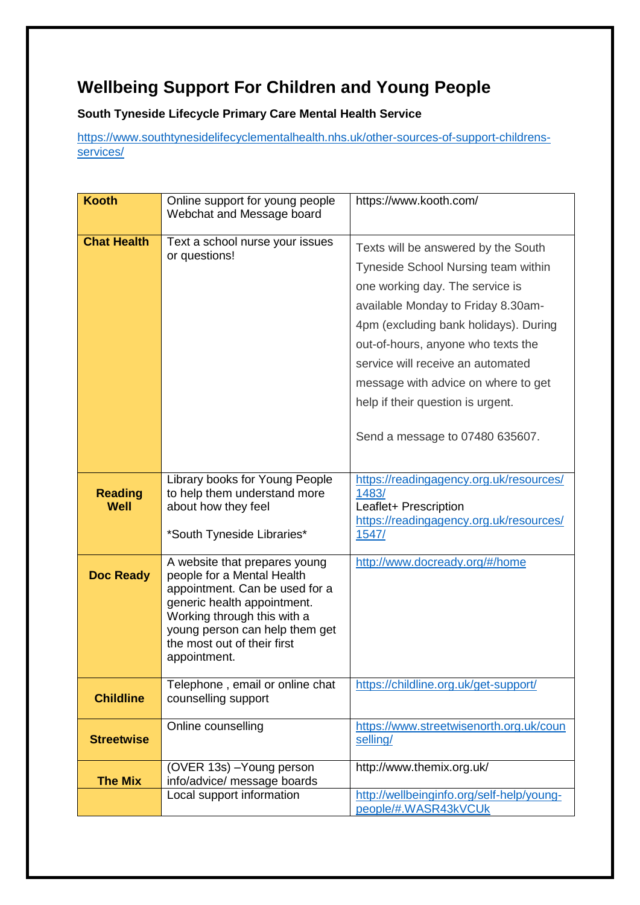# Wellbeing Support For Children and Young People

**South Tyneside Lifecycle Primary Care Mental Health Service**

https://www.southtynesidelifecyclementalhealth.nhs.uk/other-sources-of-support-childrens-services/

| | | |
|---|---|---|
| **Kooth** | Online support for young people Webchat and Message board | https://www.kooth.com/ |
| **Chat Health** | Text a school nurse your issues or questions! | Texts will be answered by the South Tyneside School Nursing team within one working day. The service is available Monday to Friday 8.30am-4pm (excluding bank holidays). During out-of-hours, anyone who texts the service will receive an automated message with advice on where to get help if their question is urgent.<br><br>Send a message to 07480 635607. |
| **Reading Well** | Library books for Young People to help them understand more about how they feel<br><br>*South Tyneside Libraries* | https://readingagency.org.uk/resources/1483/<br>Leaflet+ Prescription<br>https://readingagency.org.uk/resources/1547/ |
| **Doc Ready** | A website that prepares young people for a Mental Health appointment. Can be used for a generic health appointment. Working through this with a young person can help them get the most out of their first appointment. | http://www.docready.org/#/home |
| **Childline** | Telephone , email or online chat counselling support | https://childline.org.uk/get-support/ |
| **Streetwise** | Online counselling | https://www.streetwisenorth.org.uk/counselling/ |
| **The Mix** | (OVER 13s) –Young person info/advice/ message boards | http://www.themix.org.uk/ |
| | Local support information | http://wellbeinginfo.org/self-help/young-people/#.WASR43kVCUk |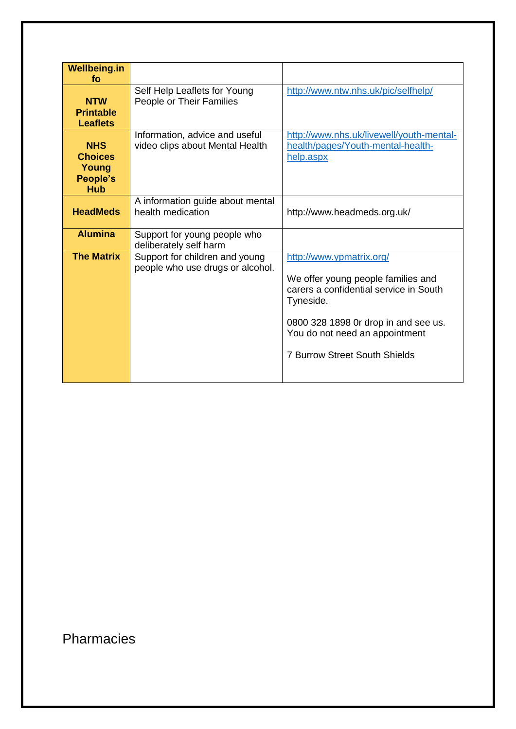| **Wellbeing.info** | | |
|---|---|---|
| **NTW Printable Leaflets** | Self Help Leaflets for Young People or Their Families | http://www.ntw.nhs.uk/pic/selfhelp/ |
| **NHS Choices Young People's Hub** | Information, advice and useful video clips about Mental Health | http://www.nhs.uk/livewell/youth-mental-health/pages/Youth-mental-health-help.aspx |
| **HeadMeds** | A information guide about mental health medication | http://www.headmeds.org.uk/ |
| **Alumina** | Support for young people who deliberately self harm | |
| **The Matrix** | Support for children and young people who use drugs or alcohol. | http://www.ypmatrix.org/<br><br>We offer young people families and carers a confidential service in South Tyneside.<br><br>0800 328 1898 0r drop in and see us. You do not need an appointment<br><br>7 Burrow Street South Shields |

Pharmacies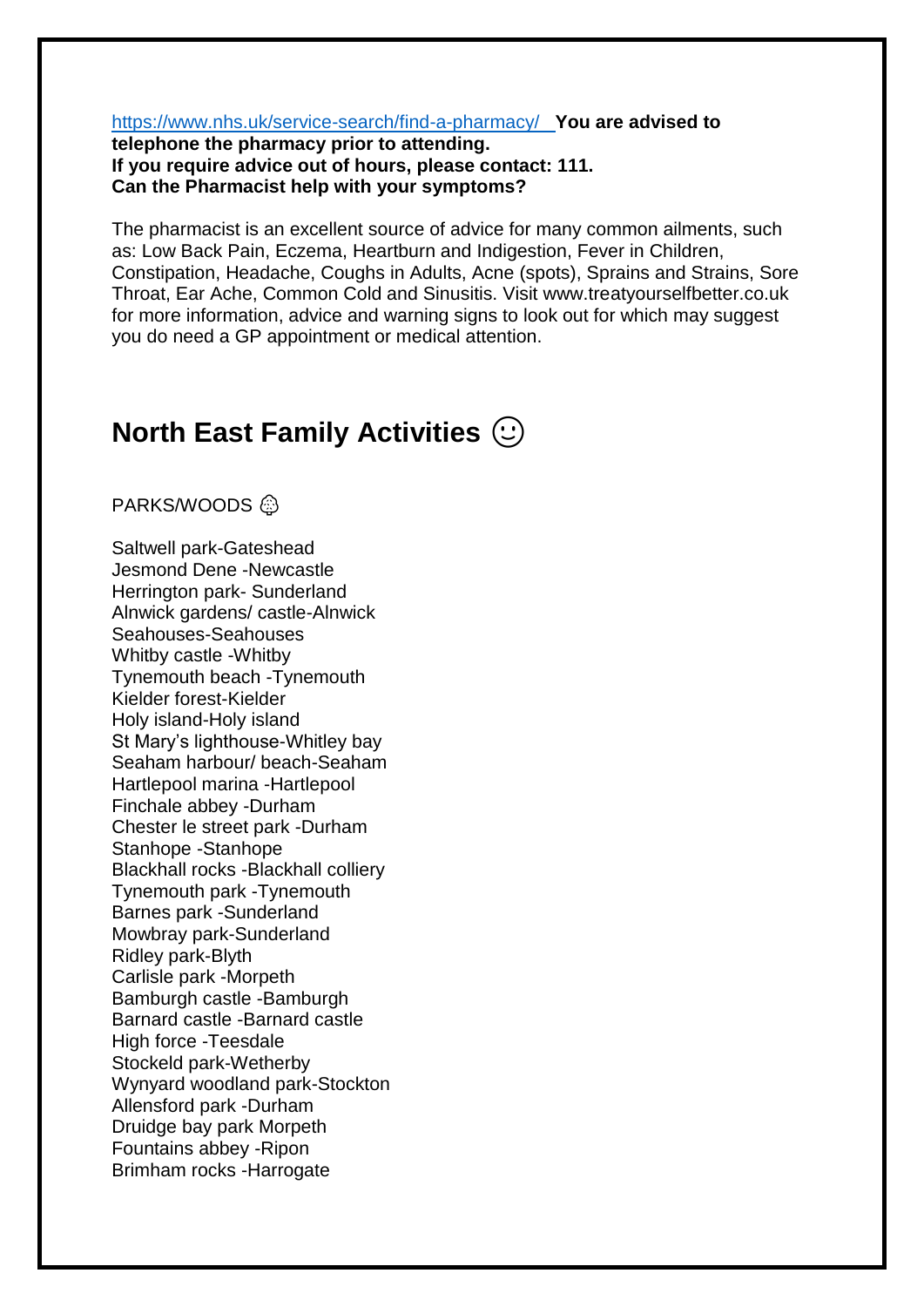https://www.nhs.uk/service-search/find-a-pharmacy/ **You are advised to telephone the pharmacy prior to attending.**
**If you require advice out of hours, please contact: 111.**
**Can the Pharmacist help with your symptoms?**

The pharmacist is an excellent source of advice for many common ailments, such as: Low Back Pain, Eczema, Heartburn and Indigestion, Fever in Children, Constipation, Headache, Coughs in Adults, Acne (spots), Sprains and Strains, Sore Throat, Ear Ache, Common Cold and Sinusitis. Visit www.treatyourselfbetter.co.uk for more information, advice and warning signs to look out for which may suggest you do need a GP appointment or medical attention.

# North East Family Activities ☺

PARKS/WOODS 🌳

Saltwell park-Gateshead
Jesmond Dene -Newcastle
Herrington park- Sunderland
Alnwick gardens/ castle-Alnwick
Seahouses-Seahouses
Whitby castle -Whitby
Tynemouth beach -Tynemouth
Kielder forest-Kielder
Holy island-Holy island
St Mary's lighthouse-Whitley bay
Seaham harbour/ beach-Seaham
Hartlepool marina -Hartlepool
Finchale abbey -Durham
Chester le street park -Durham
Stanhope -Stanhope
Blackhall rocks -Blackhall colliery
Tynemouth park -Tynemouth
Barnes park -Sunderland
Mowbray park-Sunderland
Ridley park-Blyth
Carlisle park -Morpeth
Bamburgh castle -Bamburgh
Barnard castle -Barnard castle
High force -Teesdale
Stockeld park-Wetherby
Wynyard woodland park-Stockton
Allensford park -Durham
Druidge bay park Morpeth
Fountains abbey -Ripon
Brimham rocks -Harrogate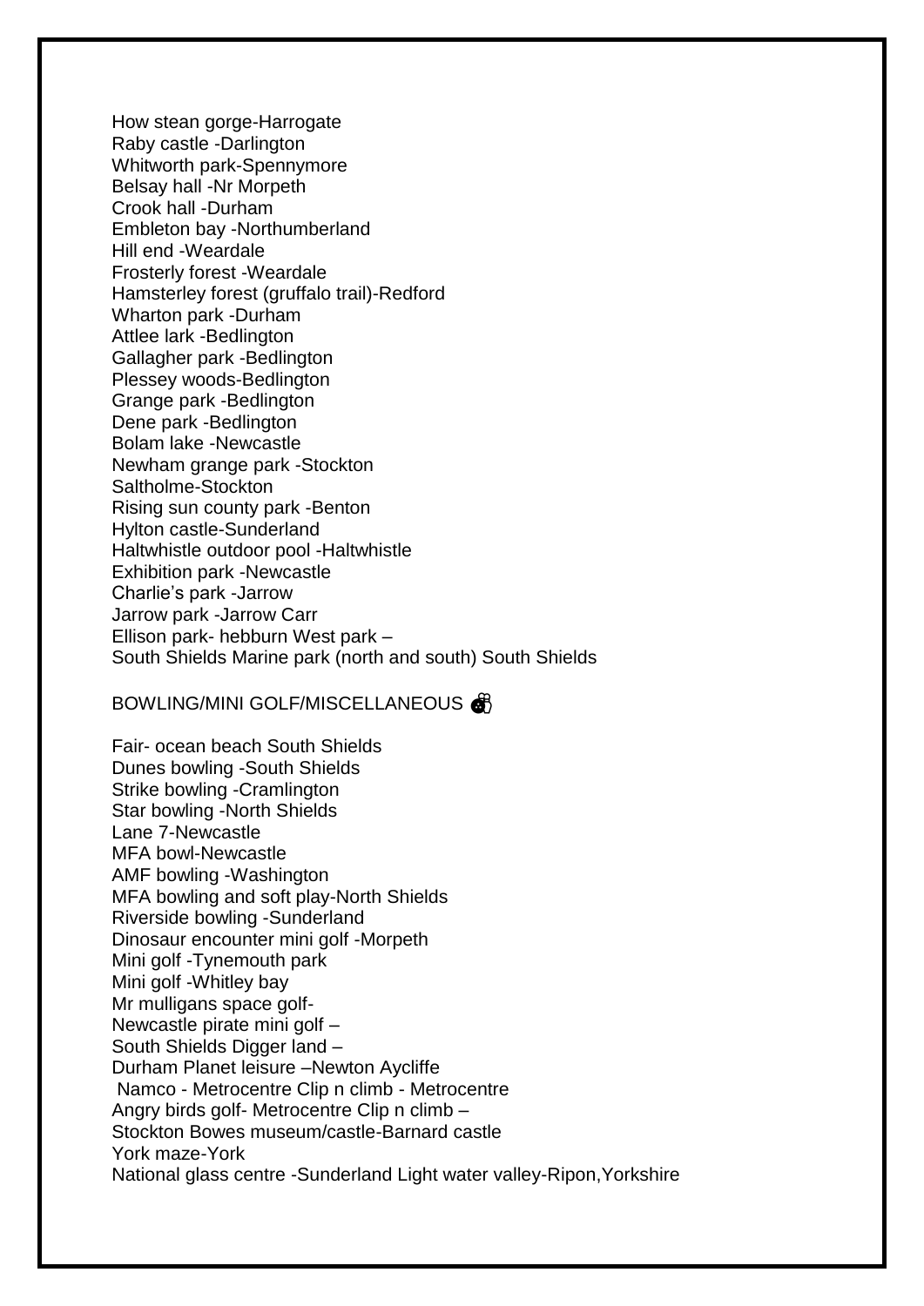How stean gorge-Harrogate
Raby castle -Darlington
Whitworth park-Spennymore
Belsay hall -Nr Morpeth
Crook hall -Durham
Embleton bay -Northumberland
Hill end -Weardale
Frosterly forest -Weardale
Hamsterley forest (gruffalo trail)-Redford
Wharton park -Durham
Attlee lark -Bedlington
Gallagher park -Bedlington
Plessey woods-Bedlington
Grange park -Bedlington
Dene park -Bedlington
Bolam lake -Newcastle
Newham grange park -Stockton
Saltholme-Stockton
Rising sun county park -Benton
Hylton castle-Sunderland
Haltwhistle outdoor pool -Haltwhistle
Exhibition park -Newcastle
Charlie's park -Jarrow
Jarrow park -Jarrow Carr
Ellison park- hebburn West park –
South Shields Marine park (north and south) South Shields

BOWLING/MINI GOLF/MISCELLANEOUS 🎳

Fair- ocean beach South Shields
Dunes bowling -South Shields
Strike bowling -Cramlington
Star bowling -North Shields
Lane 7-Newcastle
MFA bowl-Newcastle
AMF bowling -Washington
MFA bowling and soft play-North Shields
Riverside bowling -Sunderland
Dinosaur encounter mini golf -Morpeth
Mini golf -Tynemouth park
Mini golf -Whitley bay
Mr mulligans space golf-
Newcastle pirate mini golf –
South Shields Digger land –
Durham Planet leisure –Newton Aycliffe
Namco - Metrocentre Clip n climb - Metrocentre
Angry birds golf- Metrocentre Clip n climb –
Stockton Bowes museum/castle-Barnard castle
York maze-York
National glass centre -Sunderland Light water valley-Ripon,Yorkshire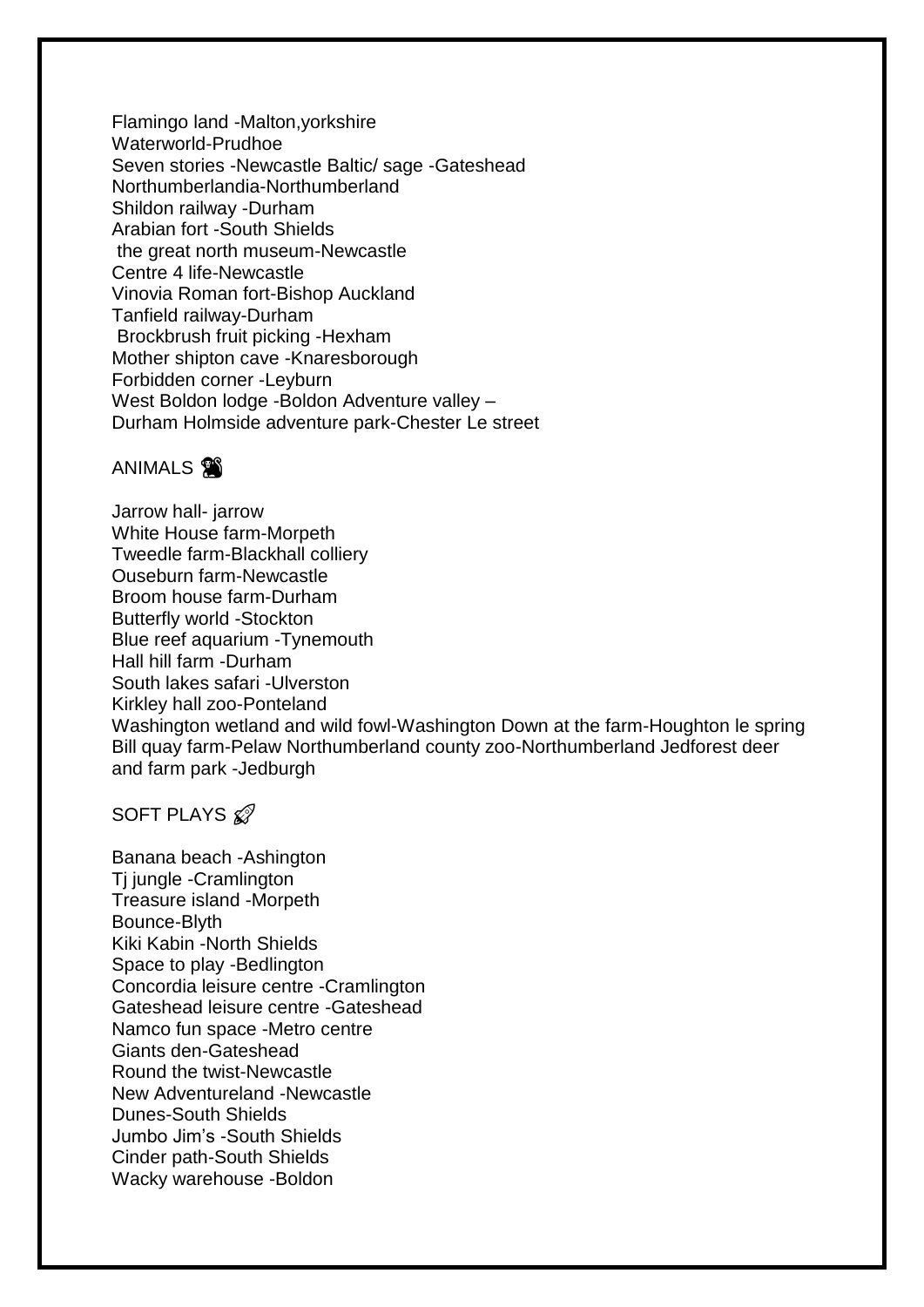Flamingo land -Malton,yorkshire
Waterworld-Prudhoe
Seven stories -Newcastle Baltic/ sage -Gateshead
Northumberlandia-Northumberland
Shildon railway -Durham
Arabian fort -South Shields
the great north museum-Newcastle
Centre 4 life-Newcastle
Vinovia Roman fort-Bishop Auckland
Tanfield railway-Durham
Brockbrush fruit picking -Hexham
Mother shipton cave -Knaresborough
Forbidden corner -Leyburn
West Boldon lodge -Boldon Adventure valley –
Durham Holmside adventure park-Chester Le street

## ANIMALS 🐒

Jarrow hall- jarrow
White House farm-Morpeth
Tweedle farm-Blackhall colliery
Ouseburn farm-Newcastle
Broom house farm-Durham
Butterfly world -Stockton
Blue reef aquarium -Tynemouth
Hall hill farm -Durham
South lakes safari -Ulverston
Kirkley hall zoo-Ponteland
Washington wetland and wild fowl-Washington Down at the farm-Houghton le spring
Bill quay farm-Pelaw Northumberland county zoo-Northumberland Jedforest deer and farm park -Jedburgh

## SOFT PLAYS 🚀

Banana beach -Ashington
Tj jungle -Cramlington
Treasure island -Morpeth
Bounce-Blyth
Kiki Kabin -North Shields
Space to play -Bedlington
Concordia leisure centre -Cramlington
Gateshead leisure centre -Gateshead
Namco fun space -Metro centre
Giants den-Gateshead
Round the twist-Newcastle
New Adventureland -Newcastle
Dunes-South Shields
Jumbo Jim's -South Shields
Cinder path-South Shields
Wacky warehouse -Boldon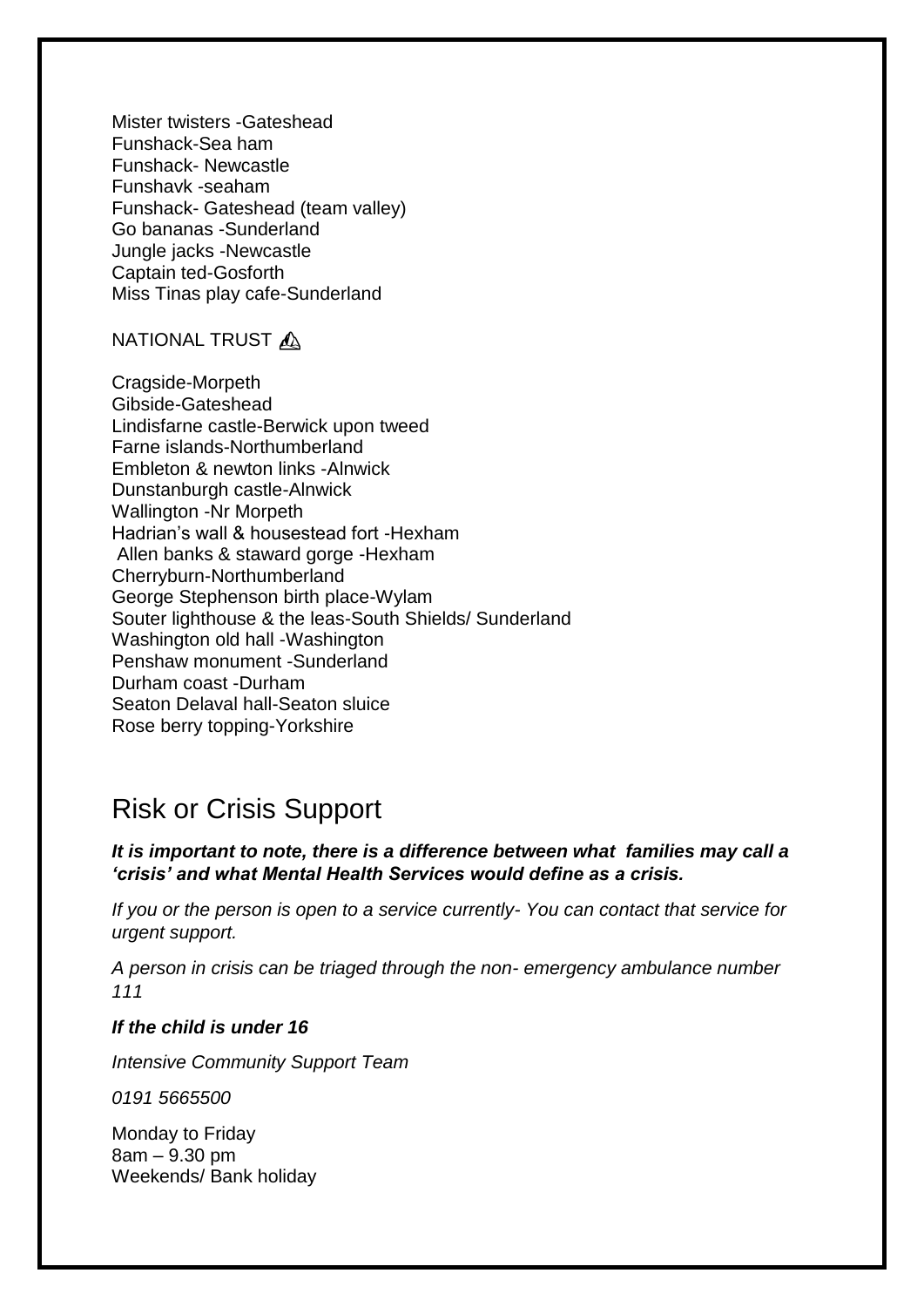Mister twisters -Gateshead
Funshack-Sea ham
Funshack- Newcastle
Funshavk -seaham
Funshack- Gateshead (team valley)
Go bananas -Sunderland
Jungle jacks -Newcastle
Captain ted-Gosforth
Miss Tinas play cafe-Sunderland

NATIONAL TRUST

Cragside-Morpeth
Gibside-Gateshead
Lindisfarne castle-Berwick upon tweed
Farne islands-Northumberland
Embleton & newton links -Alnwick
Dunstanburgh castle-Alnwick
Wallington -Nr Morpeth
Hadrian's wall & housestead fort -Hexham
Allen banks & staward gorge -Hexham
Cherryburn-Northumberland
George Stephenson birth place-Wylam
Souter lighthouse & the leas-South Shields/ Sunderland
Washington old hall -Washington
Penshaw monument -Sunderland
Durham coast -Durham
Seaton Delaval hall-Seaton sluice
Rose berry topping-Yorkshire

# Risk or Crisis Support

***It is important to note, there is a difference between what families may call a 'crisis' and what Mental Health Services would define as a crisis.***

*If you or the person is open to a service currently- You can contact that service for urgent support.*

*A person in crisis can be triaged through the non- emergency ambulance number 111*

***If the child is under 16***

*Intensive Community Support Team*

*0191 5665500*

Monday to Friday
8am – 9.30 pm
Weekends/ Bank holiday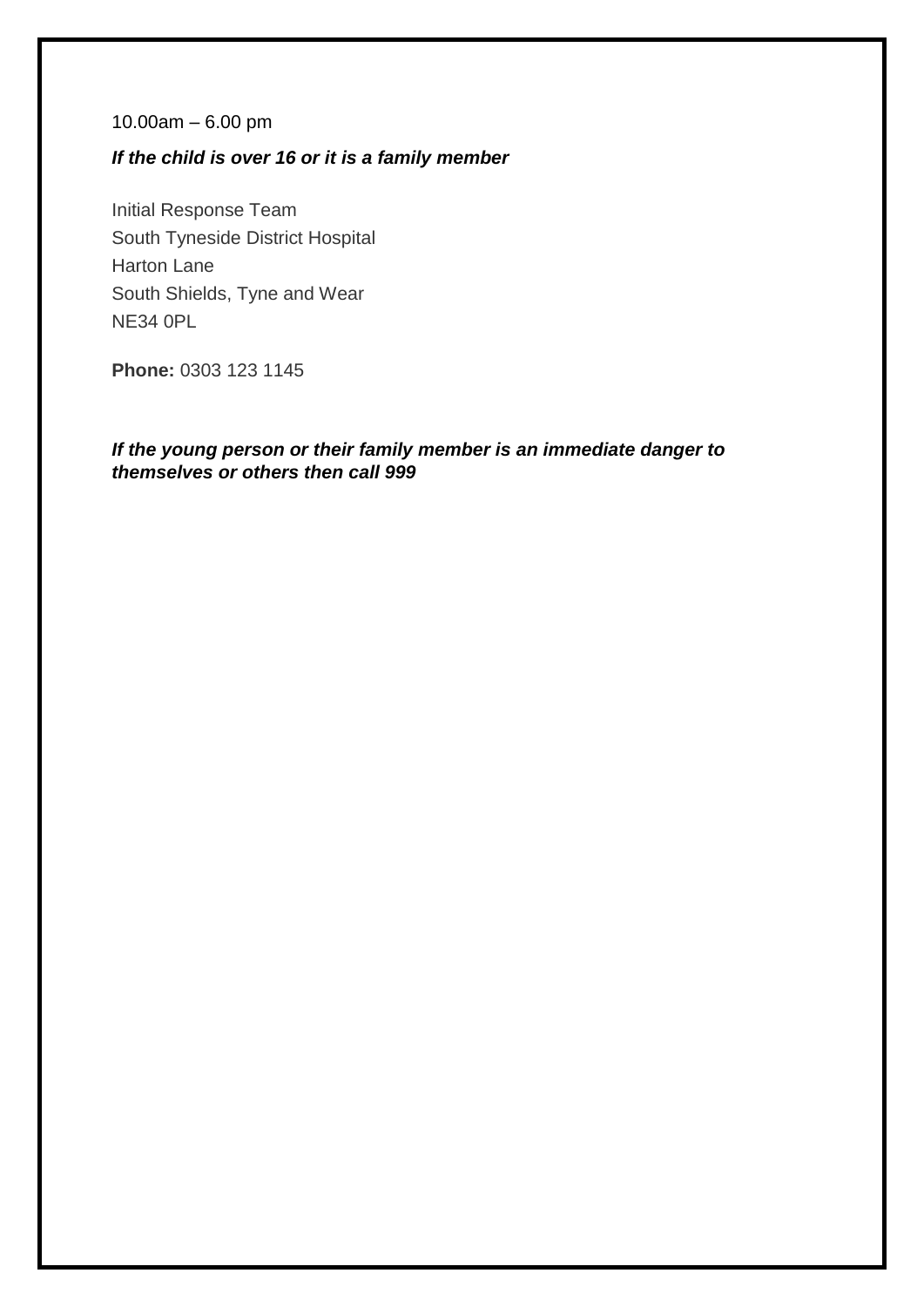10.00am – 6.00 pm

***If the child is over 16 or it is a family member***

Initial Response Team
South Tyneside District Hospital
Harton Lane
South Shields, Tyne and Wear
NE34 0PL

**Phone:** 0303 123 1145

***If the young person or their family member is an immediate danger to themselves or others then call 999***